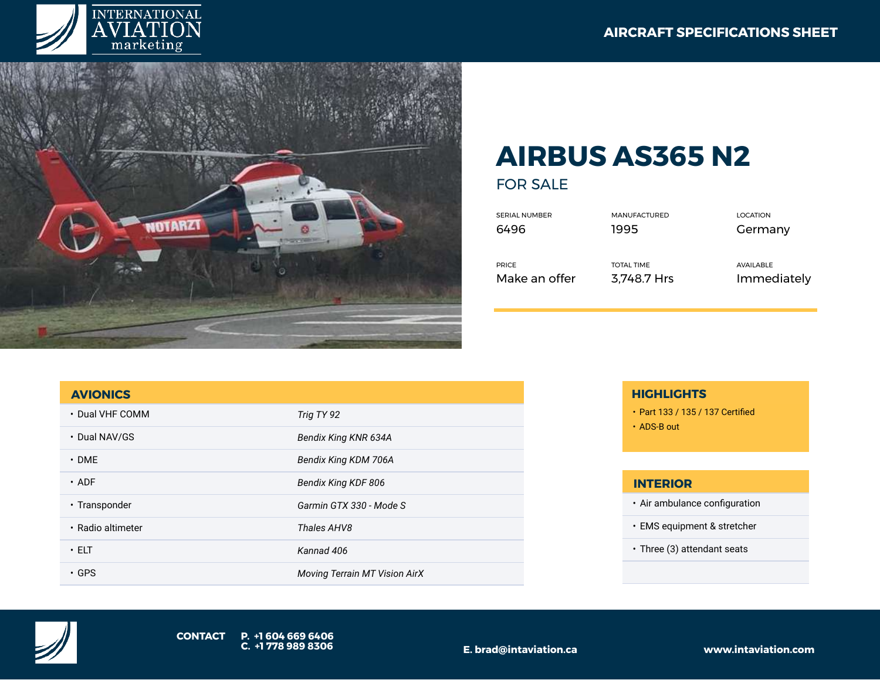INTERNATIONAL AVIATION marketing

AIRCRAFT SPECIFICATIONS SHEET

# AIRBUS AS365 N2

## FOR SALE

| SERIAL NUMBER | MANUFACTURED | LOCATION |
|---|---|---|
| 6496 | 1995 | Germany |
| **PRICE** | **TOTAL TIME** | **AVAILABLE** |
| Make an offer | 3,748.7 Hrs | Immediately |

## AVIONICS

| | |
|---|---|
| • Dual VHF COMM | *Trig TY 92* |
| • Dual NAV/GS | *Bendix King KNR 634A* |
| • DME | *Bendix King KDM 706A* |
| • ADF | *Bendix King KDF 806* |
| • Transponder | *Garmin GTX 330 - Mode S* |
| • Radio altimeter | *Thales AHV8* |
| • ELT | *Kannad 406* |
| • GPS | *Moving Terrain MT Vision AirX* |

## HIGHLIGHTS

- Part 133 / 135 / 137 Certified
- ADS-B out

## INTERIOR

- Air ambulance configuration
- EMS equipment & stretcher
- Three (3) attendant seats

**CONTACT** **P. +1 604 669 6406**
**C. +1 778 989 8306**

**E. brad@intaviation.ca**

**www.intaviation.com**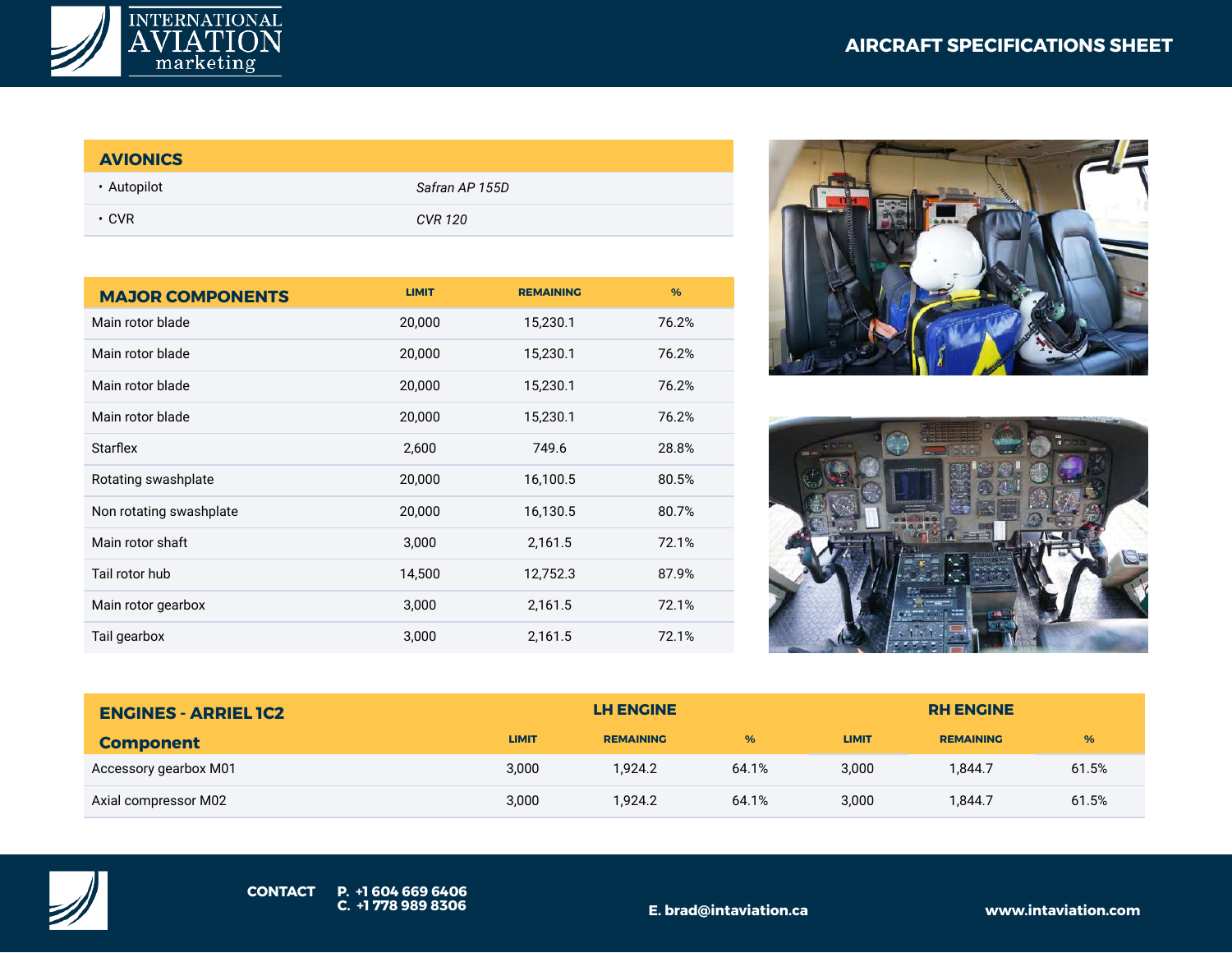# AIRCRAFT SPECIFICATIONS SHEET

## AVIONICS

| | |
|---|---|
| • Autopilot | *Safran AP 155D* |
| • CVR | *CVR 120* |

## MAJOR COMPONENTS

| MAJOR COMPONENTS | LIMIT | REMAINING | % |
|---|---|---|---|
| Main rotor blade | 20,000 | 15,230.1 | 76.2% |
| Main rotor blade | 20,000 | 15,230.1 | 76.2% |
| Main rotor blade | 20,000 | 15,230.1 | 76.2% |
| Main rotor blade | 20,000 | 15,230.1 | 76.2% |
| Starflex | 2,600 | 749.6 | 28.8% |
| Rotating swashplate | 20,000 | 16,100.5 | 80.5% |
| Non rotating swashplate | 20,000 | 16,130.5 | 80.7% |
| Main rotor shaft | 3,000 | 2,161.5 | 72.1% |
| Tail rotor hub | 14,500 | 12,752.3 | 87.9% |
| Main rotor gearbox | 3,000 | 2,161.5 | 72.1% |
| Tail gearbox | 3,000 | 2,161.5 | 72.1% |

## ENGINES - ARRIEL 1C2

| | LH ENGINE | | | RH ENGINE | | |
|---|---|---|---|---|---|---|
| Component | LIMIT | REMAINING | % | LIMIT | REMAINING | % |
| Accessory gearbox M01 | 3,000 | 1,924.2 | 64.1% | 3,000 | 1,844.7 | 61.5% |
| Axial compressor M02 | 3,000 | 1,924.2 | 64.1% | 3,000 | 1,844.7 | 61.5% |

**CONTACT** **P. +1 604 669 6406** **C. +1 778 989 8306** **E. brad@intaviation.ca** **www.intaviation.com**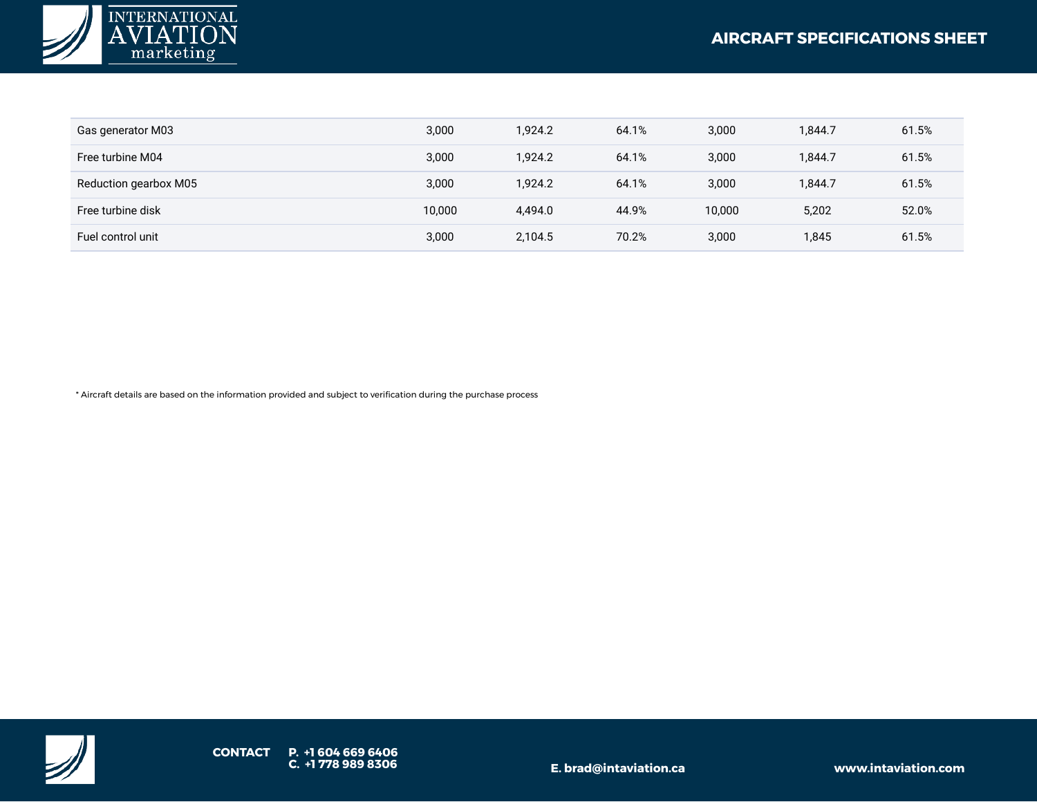| | | | | | | |
|---|---|---|---|---|---|---|
| Gas generator M03 | 3,000 | 1,924.2 | 64.1% | 3,000 | 1,844.7 | 61.5% |
| Free turbine M04 | 3,000 | 1,924.2 | 64.1% | 3,000 | 1,844.7 | 61.5% |
| Reduction gearbox M05 | 3,000 | 1,924.2 | 64.1% | 3,000 | 1,844.7 | 61.5% |
| Free turbine disk | 10,000 | 4,494.0 | 44.9% | 10,000 | 5,202 | 52.0% |
| Fuel control unit | 3,000 | 2,104.5 | 70.2% | 3,000 | 1,845 | 61.5% |

* Aircraft details are based on the information provided and subject to verification during the purchase process

**CONTACT** **P. +1 604 669 6406**
**C. +1 778 989 8306**

**E. brad@intaviation.ca**

**www.intaviation.com**